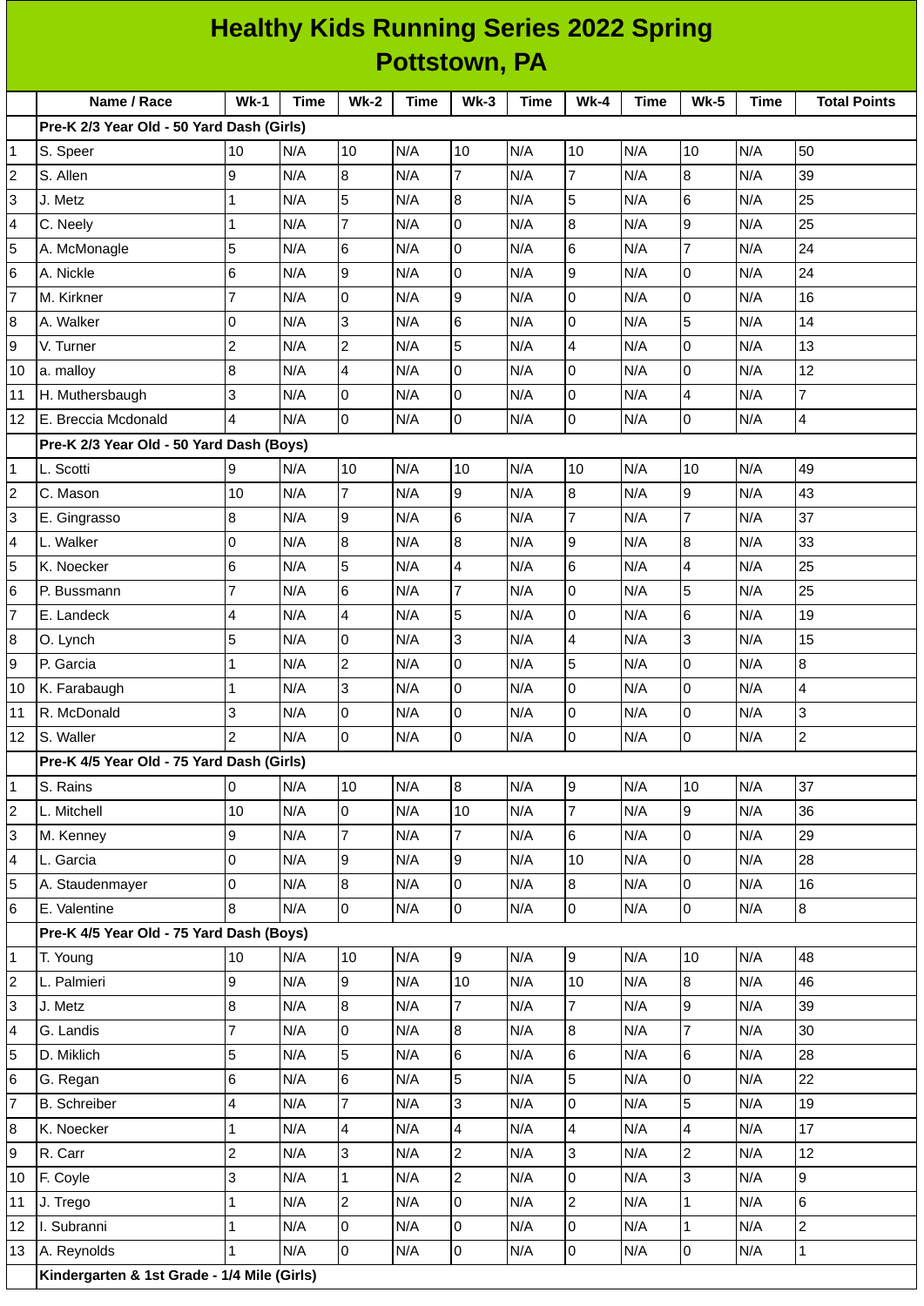# Healthy Kids Running Series 2022 Spring
## Pottstown, PA

| | Name / Race | Wk-1 | Time | Wk-2 | Time | Wk-3 | Time | Wk-4 | Time | Wk-5 | Time | Total Points |
|---|---|---|---|---|---|---|---|---|---|---|---|---|
| | **Pre-K 2/3 Year Old - 50 Yard Dash (Girls)** | | | | | | | | | | | |
| 1 | S. Speer | 10 | N/A | 10 | N/A | 10 | N/A | 10 | N/A | 10 | N/A | 50 |
| 2 | S. Allen | 9 | N/A | 8 | N/A | 7 | N/A | 7 | N/A | 8 | N/A | 39 |
| 3 | J. Metz | 1 | N/A | 5 | N/A | 8 | N/A | 5 | N/A | 6 | N/A | 25 |
| 4 | C. Neely | 1 | N/A | 7 | N/A | 0 | N/A | 8 | N/A | 9 | N/A | 25 |
| 5 | A. McMonagle | 5 | N/A | 6 | N/A | 0 | N/A | 6 | N/A | 7 | N/A | 24 |
| 6 | A. Nickle | 6 | N/A | 9 | N/A | 0 | N/A | 9 | N/A | 0 | N/A | 24 |
| 7 | M. Kirkner | 7 | N/A | 0 | N/A | 9 | N/A | 0 | N/A | 0 | N/A | 16 |
| 8 | A. Walker | 0 | N/A | 3 | N/A | 6 | N/A | 0 | N/A | 5 | N/A | 14 |
| 9 | V. Turner | 2 | N/A | 2 | N/A | 5 | N/A | 4 | N/A | 0 | N/A | 13 |
| 10 | a. malloy | 8 | N/A | 4 | N/A | 0 | N/A | 0 | N/A | 0 | N/A | 12 |
| 11 | H. Muthersbaugh | 3 | N/A | 0 | N/A | 0 | N/A | 0 | N/A | 4 | N/A | 7 |
| 12 | E. Breccia Mcdonald | 4 | N/A | 0 | N/A | 0 | N/A | 0 | N/A | 0 | N/A | 4 |
| | **Pre-K 2/3 Year Old - 50 Yard Dash (Boys)** | | | | | | | | | | | |
| 1 | L. Scotti | 9 | N/A | 10 | N/A | 10 | N/A | 10 | N/A | 10 | N/A | 49 |
| 2 | C. Mason | 10 | N/A | 7 | N/A | 9 | N/A | 8 | N/A | 9 | N/A | 43 |
| 3 | E. Gingrasso | 8 | N/A | 9 | N/A | 6 | N/A | 7 | N/A | 7 | N/A | 37 |
| 4 | L. Walker | 0 | N/A | 8 | N/A | 8 | N/A | 9 | N/A | 8 | N/A | 33 |
| 5 | K. Noecker | 6 | N/A | 5 | N/A | 4 | N/A | 6 | N/A | 4 | N/A | 25 |
| 6 | P. Bussmann | 7 | N/A | 6 | N/A | 7 | N/A | 0 | N/A | 5 | N/A | 25 |
| 7 | E. Landeck | 4 | N/A | 4 | N/A | 5 | N/A | 0 | N/A | 6 | N/A | 19 |
| 8 | O. Lynch | 5 | N/A | 0 | N/A | 3 | N/A | 4 | N/A | 3 | N/A | 15 |
| 9 | P. Garcia | 1 | N/A | 2 | N/A | 0 | N/A | 5 | N/A | 0 | N/A | 8 |
| 10 | K. Farabaugh | 1 | N/A | 3 | N/A | 0 | N/A | 0 | N/A | 0 | N/A | 4 |
| 11 | R. McDonald | 3 | N/A | 0 | N/A | 0 | N/A | 0 | N/A | 0 | N/A | 3 |
| 12 | S. Waller | 2 | N/A | 0 | N/A | 0 | N/A | 0 | N/A | 0 | N/A | 2 |
| | **Pre-K 4/5 Year Old - 75 Yard Dash (Girls)** | | | | | | | | | | | |
| 1 | S. Rains | 0 | N/A | 10 | N/A | 8 | N/A | 9 | N/A | 10 | N/A | 37 |
| 2 | L. Mitchell | 10 | N/A | 0 | N/A | 10 | N/A | 7 | N/A | 9 | N/A | 36 |
| 3 | M. Kenney | 9 | N/A | 7 | N/A | 7 | N/A | 6 | N/A | 0 | N/A | 29 |
| 4 | L. Garcia | 0 | N/A | 9 | N/A | 9 | N/A | 10 | N/A | 0 | N/A | 28 |
| 5 | A. Staudenmayer | 0 | N/A | 8 | N/A | 0 | N/A | 8 | N/A | 0 | N/A | 16 |
| 6 | E. Valentine | 8 | N/A | 0 | N/A | 0 | N/A | 0 | N/A | 0 | N/A | 8 |
| | **Pre-K 4/5 Year Old - 75 Yard Dash (Boys)** | | | | | | | | | | | |
| 1 | T. Young | 10 | N/A | 10 | N/A | 9 | N/A | 9 | N/A | 10 | N/A | 48 |
| 2 | L. Palmieri | 9 | N/A | 9 | N/A | 10 | N/A | 10 | N/A | 8 | N/A | 46 |
| 3 | J. Metz | 8 | N/A | 8 | N/A | 7 | N/A | 7 | N/A | 9 | N/A | 39 |
| 4 | G. Landis | 7 | N/A | 0 | N/A | 8 | N/A | 8 | N/A | 7 | N/A | 30 |
| 5 | D. Miklich | 5 | N/A | 5 | N/A | 6 | N/A | 6 | N/A | 6 | N/A | 28 |
| 6 | G. Regan | 6 | N/A | 6 | N/A | 5 | N/A | 5 | N/A | 0 | N/A | 22 |
| 7 | B. Schreiber | 4 | N/A | 7 | N/A | 3 | N/A | 0 | N/A | 5 | N/A | 19 |
| 8 | K. Noecker | 1 | N/A | 4 | N/A | 4 | N/A | 4 | N/A | 4 | N/A | 17 |
| 9 | R. Carr | 2 | N/A | 3 | N/A | 2 | N/A | 3 | N/A | 2 | N/A | 12 |
| 10 | F. Coyle | 3 | N/A | 1 | N/A | 2 | N/A | 0 | N/A | 3 | N/A | 9 |
| 11 | J. Trego | 1 | N/A | 2 | N/A | 0 | N/A | 2 | N/A | 1 | N/A | 6 |
| 12 | I. Subranni | 1 | N/A | 0 | N/A | 0 | N/A | 0 | N/A | 1 | N/A | 2 |
| 13 | A. Reynolds | 1 | N/A | 0 | N/A | 0 | N/A | 0 | N/A | 0 | N/A | 1 |
| | **Kindergarten & 1st Grade - 1/4 Mile (Girls)** | | | | | | | | | | | |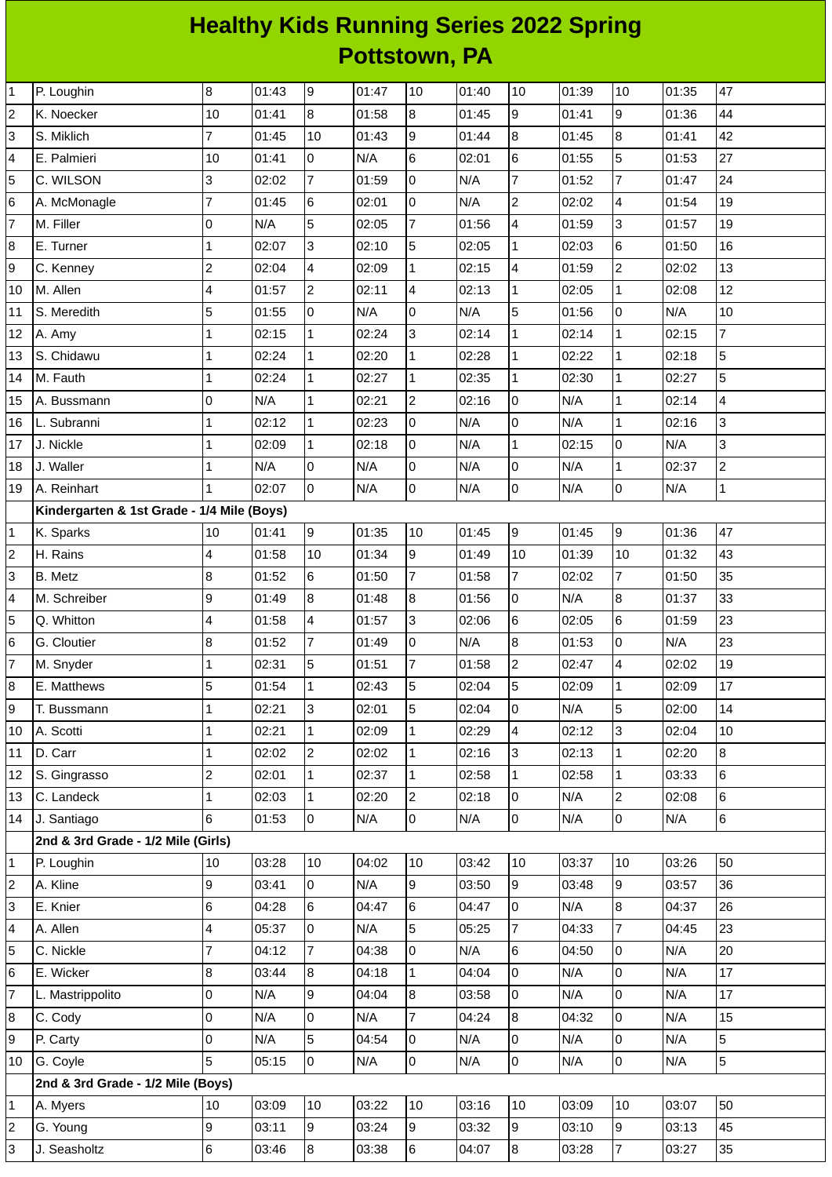# Healthy Kids Running Series 2022 Spring
## Pottstown, PA

| | | | | | | | | | | | | |
|---|---|---|---|---|---|---|---|---|---|---|---|---|
| 1 | P. Loughin | 8 | 01:43 | 9 | 01:47 | 10 | 01:40 | 10 | 01:39 | 10 | 01:35 | 47 |
| 2 | K. Noecker | 10 | 01:41 | 8 | 01:58 | 8 | 01:45 | 9 | 01:41 | 9 | 01:36 | 44 |
| 3 | S. Miklich | 7 | 01:45 | 10 | 01:43 | 9 | 01:44 | 8 | 01:45 | 8 | 01:41 | 42 |
| 4 | E. Palmieri | 10 | 01:41 | 0 | N/A | 6 | 02:01 | 6 | 01:55 | 5 | 01:53 | 27 |
| 5 | C. WILSON | 3 | 02:02 | 7 | 01:59 | 0 | N/A | 7 | 01:52 | 7 | 01:47 | 24 |
| 6 | A. McMonagle | 7 | 01:45 | 6 | 02:01 | 0 | N/A | 2 | 02:02 | 4 | 01:54 | 19 |
| 7 | M. Filler | 0 | N/A | 5 | 02:05 | 7 | 01:56 | 4 | 01:59 | 3 | 01:57 | 19 |
| 8 | E. Turner | 1 | 02:07 | 3 | 02:10 | 5 | 02:05 | 1 | 02:03 | 6 | 01:50 | 16 |
| 9 | C. Kenney | 2 | 02:04 | 4 | 02:09 | 1 | 02:15 | 4 | 01:59 | 2 | 02:02 | 13 |
| 10 | M. Allen | 4 | 01:57 | 2 | 02:11 | 4 | 02:13 | 1 | 02:05 | 1 | 02:08 | 12 |
| 11 | S. Meredith | 5 | 01:55 | 0 | N/A | 0 | N/A | 5 | 01:56 | 0 | N/A | 10 |
| 12 | A. Amy | 1 | 02:15 | 1 | 02:24 | 3 | 02:14 | 1 | 02:14 | 1 | 02:15 | 7 |
| 13 | S. Chidawu | 1 | 02:24 | 1 | 02:20 | 1 | 02:28 | 1 | 02:22 | 1 | 02:18 | 5 |
| 14 | M. Fauth | 1 | 02:24 | 1 | 02:27 | 1 | 02:35 | 1 | 02:30 | 1 | 02:27 | 5 |
| 15 | A. Bussmann | 0 | N/A | 1 | 02:21 | 2 | 02:16 | 0 | N/A | 1 | 02:14 | 4 |
| 16 | L. Subranni | 1 | 02:12 | 1 | 02:23 | 0 | N/A | 0 | N/A | 1 | 02:16 | 3 |
| 17 | J. Nickle | 1 | 02:09 | 1 | 02:18 | 0 | N/A | 1 | 02:15 | 0 | N/A | 3 |
| 18 | J. Waller | 1 | N/A | 0 | N/A | 0 | N/A | 0 | N/A | 1 | 02:37 | 2 |
| 19 | A. Reinhart | 1 | 02:07 | 0 | N/A | 0 | N/A | 0 | N/A | 0 | N/A | 1 |
| | **Kindergarten & 1st Grade - 1/4 Mile (Boys)** | | | | | | | | | | | |
| 1 | K. Sparks | 10 | 01:41 | 9 | 01:35 | 10 | 01:45 | 9 | 01:45 | 9 | 01:36 | 47 |
| 2 | H. Rains | 4 | 01:58 | 10 | 01:34 | 9 | 01:49 | 10 | 01:39 | 10 | 01:32 | 43 |
| 3 | B. Metz | 8 | 01:52 | 6 | 01:50 | 7 | 01:58 | 7 | 02:02 | 7 | 01:50 | 35 |
| 4 | M. Schreiber | 9 | 01:49 | 8 | 01:48 | 8 | 01:56 | 0 | N/A | 8 | 01:37 | 33 |
| 5 | Q. Whitton | 4 | 01:58 | 4 | 01:57 | 3 | 02:06 | 6 | 02:05 | 6 | 01:59 | 23 |
| 6 | G. Cloutier | 8 | 01:52 | 7 | 01:49 | 0 | N/A | 8 | 01:53 | 0 | N/A | 23 |
| 7 | M. Snyder | 1 | 02:31 | 5 | 01:51 | 7 | 01:58 | 2 | 02:47 | 4 | 02:02 | 19 |
| 8 | E. Matthews | 5 | 01:54 | 1 | 02:43 | 5 | 02:04 | 5 | 02:09 | 1 | 02:09 | 17 |
| 9 | T. Bussmann | 1 | 02:21 | 3 | 02:01 | 5 | 02:04 | 0 | N/A | 5 | 02:00 | 14 |
| 10 | A. Scotti | 1 | 02:21 | 1 | 02:09 | 1 | 02:29 | 4 | 02:12 | 3 | 02:04 | 10 |
| 11 | D. Carr | 1 | 02:02 | 2 | 02:02 | 1 | 02:16 | 3 | 02:13 | 1 | 02:20 | 8 |
| 12 | S. Gingrasso | 2 | 02:01 | 1 | 02:37 | 1 | 02:58 | 1 | 02:58 | 1 | 03:33 | 6 |
| 13 | C. Landeck | 1 | 02:03 | 1 | 02:20 | 2 | 02:18 | 0 | N/A | 2 | 02:08 | 6 |
| 14 | J. Santiago | 6 | 01:53 | 0 | N/A | 0 | N/A | 0 | N/A | 0 | N/A | 6 |
| | **2nd & 3rd Grade - 1/2 Mile (Girls)** | | | | | | | | | | | |
| 1 | P. Loughin | 10 | 03:28 | 10 | 04:02 | 10 | 03:42 | 10 | 03:37 | 10 | 03:26 | 50 |
| 2 | A. Kline | 9 | 03:41 | 0 | N/A | 9 | 03:50 | 9 | 03:48 | 9 | 03:57 | 36 |
| 3 | E. Knier | 6 | 04:28 | 6 | 04:47 | 6 | 04:47 | 0 | N/A | 8 | 04:37 | 26 |
| 4 | A. Allen | 4 | 05:37 | 0 | N/A | 5 | 05:25 | 7 | 04:33 | 7 | 04:45 | 23 |
| 5 | C. Nickle | 7 | 04:12 | 7 | 04:38 | 0 | N/A | 6 | 04:50 | 0 | N/A | 20 |
| 6 | E. Wicker | 8 | 03:44 | 8 | 04:18 | 1 | 04:04 | 0 | N/A | 0 | N/A | 17 |
| 7 | L. Mastrippolito | 0 | N/A | 9 | 04:04 | 8 | 03:58 | 0 | N/A | 0 | N/A | 17 |
| 8 | C. Cody | 0 | N/A | 0 | N/A | 7 | 04:24 | 8 | 04:32 | 0 | N/A | 15 |
| 9 | P. Carty | 0 | N/A | 5 | 04:54 | 0 | N/A | 0 | N/A | 0 | N/A | 5 |
| 10 | G. Coyle | 5 | 05:15 | 0 | N/A | 0 | N/A | 0 | N/A | 0 | N/A | 5 |
| | **2nd & 3rd Grade - 1/2 Mile (Boys)** | | | | | | | | | | | |
| 1 | A. Myers | 10 | 03:09 | 10 | 03:22 | 10 | 03:16 | 10 | 03:09 | 10 | 03:07 | 50 |
| 2 | G. Young | 9 | 03:11 | 9 | 03:24 | 9 | 03:32 | 9 | 03:10 | 9 | 03:13 | 45 |
| 3 | J. Seasholtz | 6 | 03:46 | 8 | 03:38 | 6 | 04:07 | 8 | 03:28 | 7 | 03:27 | 35 |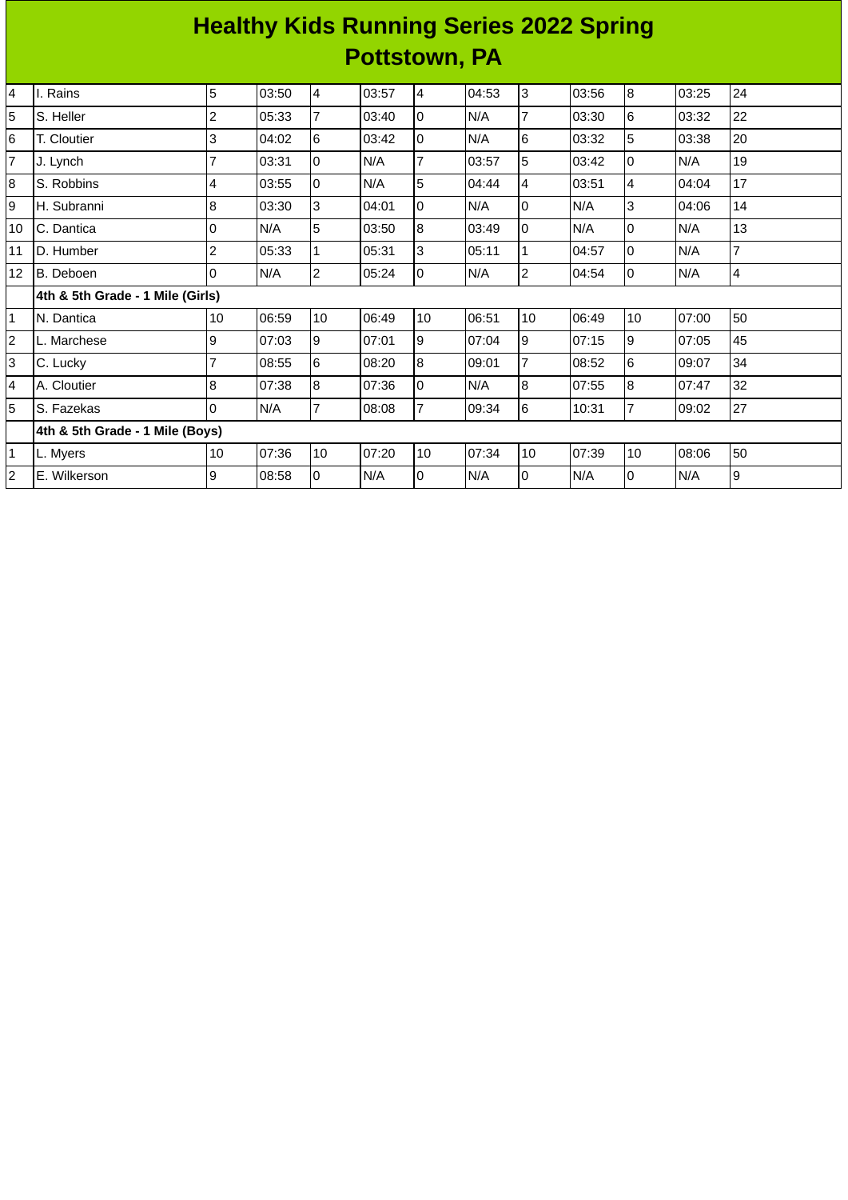# Healthy Kids Running Series 2022 Spring
## Pottstown, PA

| | | | | | | | | | | | | |
|---|---|---|---|---|---|---|---|---|---|---|---|---|
| 4 | I. Rains | 5 | 03:50 | 4 | 03:57 | 4 | 04:53 | 3 | 03:56 | 8 | 03:25 | 24 |
| 5 | S. Heller | 2 | 05:33 | 7 | 03:40 | 0 | N/A | 7 | 03:30 | 6 | 03:32 | 22 |
| 6 | T. Cloutier | 3 | 04:02 | 6 | 03:42 | 0 | N/A | 6 | 03:32 | 5 | 03:38 | 20 |
| 7 | J. Lynch | 7 | 03:31 | 0 | N/A | 7 | 03:57 | 5 | 03:42 | 0 | N/A | 19 |
| 8 | S. Robbins | 4 | 03:55 | 0 | N/A | 5 | 04:44 | 4 | 03:51 | 4 | 04:04 | 17 |
| 9 | H. Subranni | 8 | 03:30 | 3 | 04:01 | 0 | N/A | 0 | N/A | 3 | 04:06 | 14 |
| 10 | C. Dantica | 0 | N/A | 5 | 03:50 | 8 | 03:49 | 0 | N/A | 0 | N/A | 13 |
| 11 | D. Humber | 2 | 05:33 | 1 | 05:31 | 3 | 05:11 | 1 | 04:57 | 0 | N/A | 7 |
| 12 | B. Deboen | 0 | N/A | 2 | 05:24 | 0 | N/A | 2 | 04:54 | 0 | N/A | 4 |
| | **4th & 5th Grade - 1 Mile (Girls)** | | | | | | | | | | | |
| 1 | N. Dantica | 10 | 06:59 | 10 | 06:49 | 10 | 06:51 | 10 | 06:49 | 10 | 07:00 | 50 |
| 2 | L. Marchese | 9 | 07:03 | 9 | 07:01 | 9 | 07:04 | 9 | 07:15 | 9 | 07:05 | 45 |
| 3 | C. Lucky | 7 | 08:55 | 6 | 08:20 | 8 | 09:01 | 7 | 08:52 | 6 | 09:07 | 34 |
| 4 | A. Cloutier | 8 | 07:38 | 8 | 07:36 | 0 | N/A | 8 | 07:55 | 8 | 07:47 | 32 |
| 5 | S. Fazekas | 0 | N/A | 7 | 08:08 | 7 | 09:34 | 6 | 10:31 | 7 | 09:02 | 27 |
| | **4th & 5th Grade - 1 Mile (Boys)** | | | | | | | | | | | |
| 1 | L. Myers | 10 | 07:36 | 10 | 07:20 | 10 | 07:34 | 10 | 07:39 | 10 | 08:06 | 50 |
| 2 | E. Wilkerson | 9 | 08:58 | 0 | N/A | 0 | N/A | 0 | N/A | 0 | N/A | 9 |